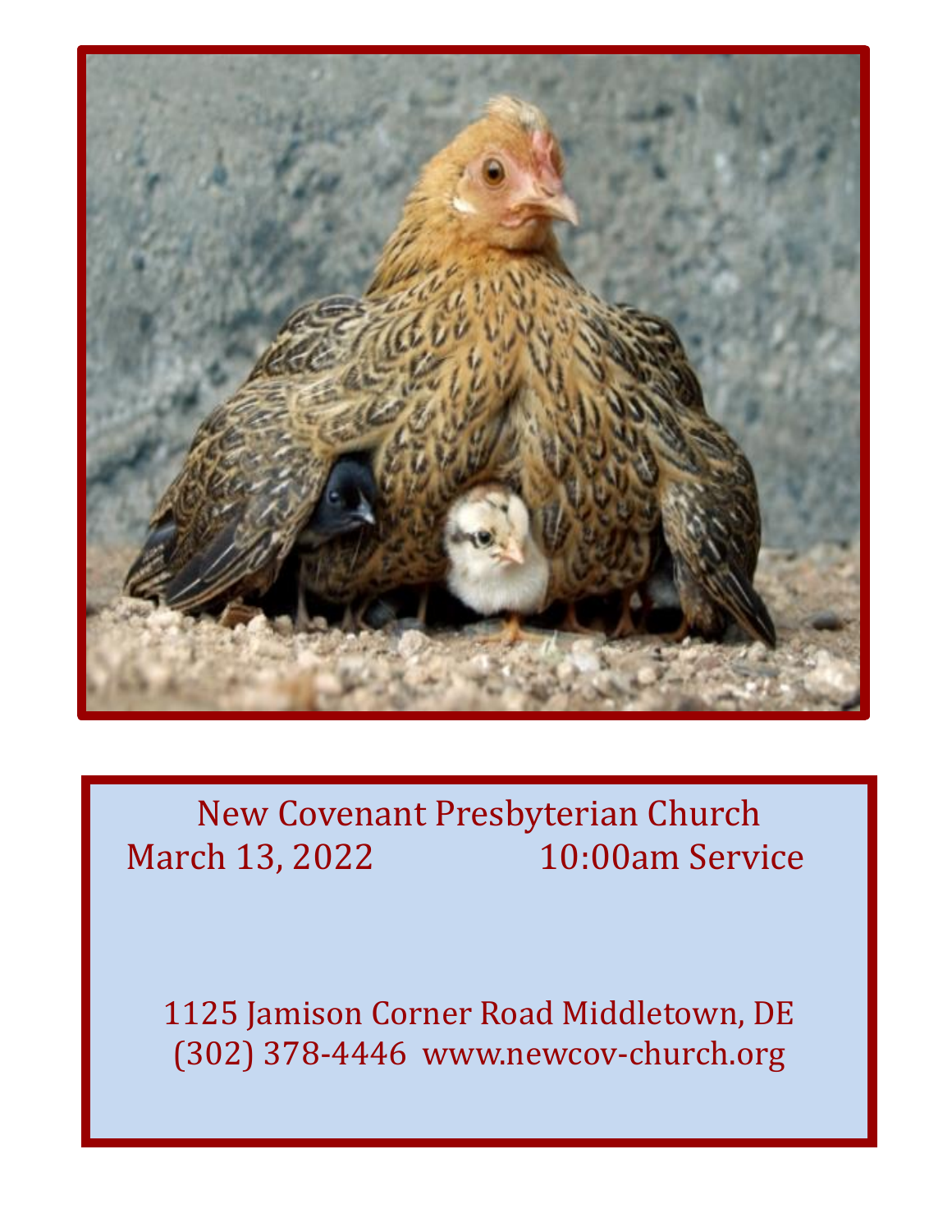New Covenant Presbyterian Church

March 13, 2022 10:00am Service

1125 Jamison Corner Road Middletown, DE

(302) 378-4446 www.newcov-church.org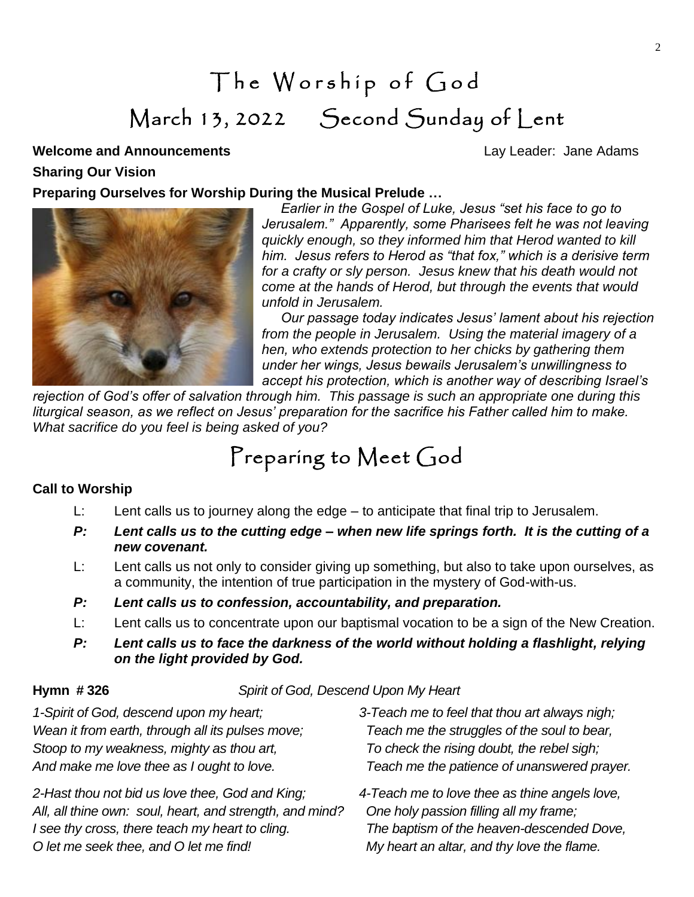# The Worship of God

## March 13, 2022 Second Sunday of Lent

**Welcome and Announcements** Lay Leader: Jane Adams

**Sharing Our Vision**

**Preparing Ourselves for Worship During the Musical Prelude …**

*Earlier in the Gospel of Luke, Jesus "set his face to go to Jerusalem." Apparently, some Pharisees felt he was not leaving quickly enough, so they informed him that Herod wanted to kill him. Jesus refers to Herod as "that fox," which is a derisive term for a crafty or sly person. Jesus knew that his death would not come at the hands of Herod, but through the events that would unfold in Jerusalem.*

*Our passage today indicates Jesus' lament about his rejection from the people in Jerusalem. Using the material imagery of a hen, who extends protection to her chicks by gathering them under her wings, Jesus bewails Jerusalem's unwillingness to accept his protection, which is another way of describing Israel's rejection of God's offer of salvation through him. This passage is such an appropriate one during this liturgical season, as we reflect on Jesus' preparation for the sacrifice his Father called him to make. What sacrifice do you feel is being asked of you?*

# Preparing to Meet God

**Call to Worship**

L: Lent calls us to journey along the edge – to anticipate that final trip to Jerusalem.

***P: Lent calls us to the cutting edge – when new life springs forth. It is the cutting of a new covenant.***

L: Lent calls us not only to consider giving up something, but also to take upon ourselves, as a community, the intention of true participation in the mystery of God-with-us.

***P: Lent calls us to confession, accountability, and preparation.***

L: Lent calls us to concentrate upon our baptismal vocation to be a sign of the New Creation.

***P: Lent calls us to face the darkness of the world without holding a flashlight, relying on the light provided by God.***

**Hymn # 326** *Spirit of God, Descend Upon My Heart*

*1-Spirit of God, descend upon my heart;*
*Wean it from earth, through all its pulses move;*
*Stoop to my weakness, mighty as thou art,*
*And make me love thee as I ought to love.*

*2-Hast thou not bid us love thee, God and King;*
*All, all thine own: soul, heart, and strength, and mind?*
*I see thy cross, there teach my heart to cling.*
*O let me seek thee, and O let me find!*

*3-Teach me to feel that thou art always nigh;*
*Teach me the struggles of the soul to bear,*
*To check the rising doubt, the rebel sigh;*
*Teach me the patience of unanswered prayer.*

*4-Teach me to love thee as thine angels love,*
*One holy passion filling all my frame;*
*The baptism of the heaven-descended Dove,*
*My heart an altar, and thy love the flame.*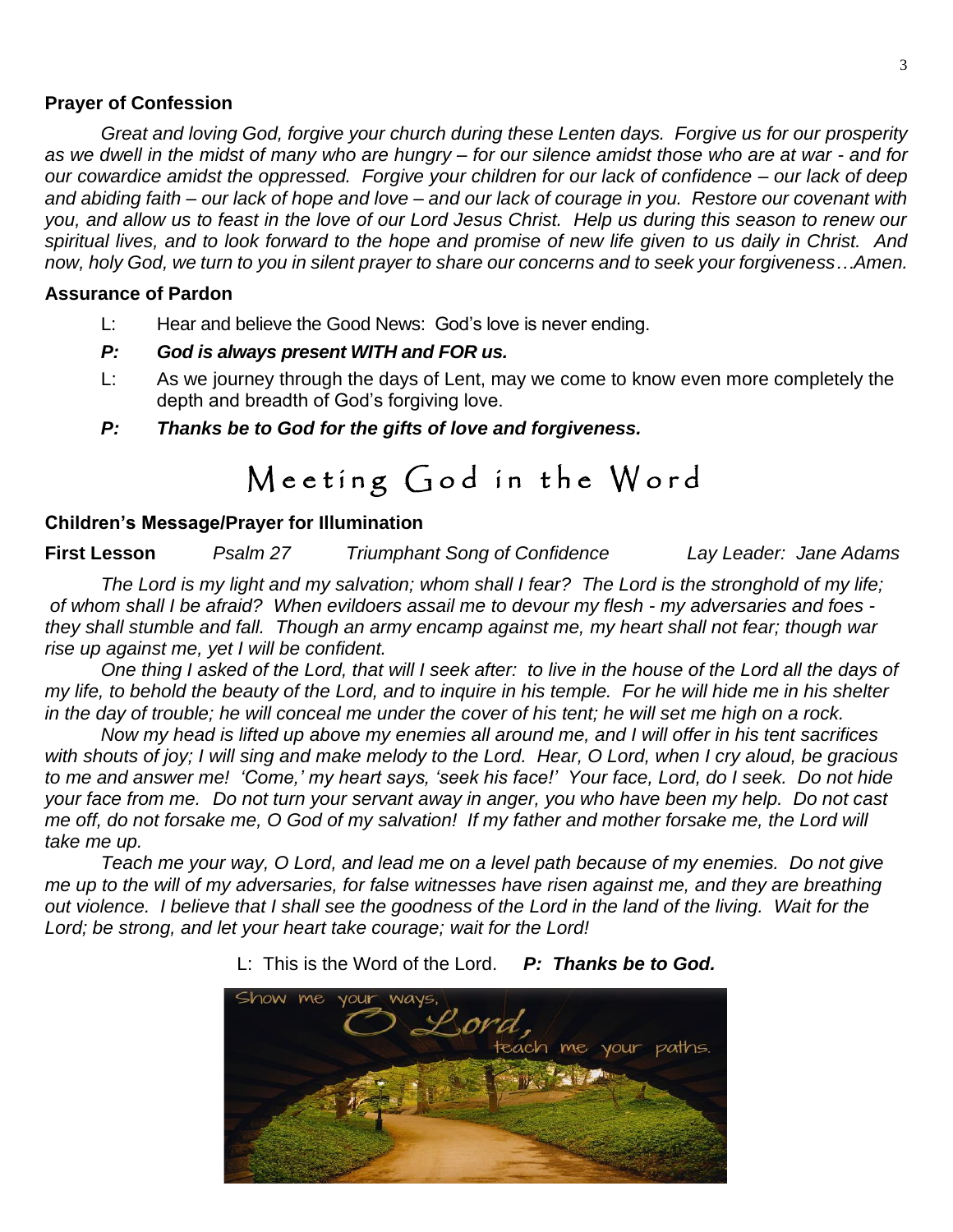**Prayer of Confession**

*Great and loving God, forgive your church during these Lenten days. Forgive us for our prosperity as we dwell in the midst of many who are hungry – for our silence amidst those who are at war - and for our cowardice amidst the oppressed. Forgive your children for our lack of confidence – our lack of deep and abiding faith – our lack of hope and love – and our lack of courage in you. Restore our covenant with you, and allow us to feast in the love of our Lord Jesus Christ. Help us during this season to renew our spiritual lives, and to look forward to the hope and promise of new life given to us daily in Christ. And now, holy God, we turn to you in silent prayer to share our concerns and to seek your forgiveness…Amen.*

**Assurance of Pardon**

L: Hear and believe the Good News: God's love is never ending.

***P: God is always present WITH and FOR us.***

L: As we journey through the days of Lent, may we come to know even more completely the depth and breadth of God's forgiving love.

***P: Thanks be to God for the gifts of love and forgiveness.***

# Meeting God in the Word

**Children's Message/Prayer for Illumination**

**First Lesson** *Psalm 27 Triumphant Song of Confidence Lay Leader: Jane Adams*

*The Lord is my light and my salvation; whom shall I fear? The Lord is the stronghold of my life; of whom shall I be afraid? When evildoers assail me to devour my flesh - my adversaries and foes - they shall stumble and fall. Though an army encamp against me, my heart shall not fear; though war rise up against me, yet I will be confident.*

*One thing I asked of the Lord, that will I seek after: to live in the house of the Lord all the days of my life, to behold the beauty of the Lord, and to inquire in his temple. For he will hide me in his shelter in the day of trouble; he will conceal me under the cover of his tent; he will set me high on a rock.*

*Now my head is lifted up above my enemies all around me, and I will offer in his tent sacrifices with shouts of joy; I will sing and make melody to the Lord. Hear, O Lord, when I cry aloud, be gracious to me and answer me! 'Come,' my heart says, 'seek his face!' Your face, Lord, do I seek. Do not hide your face from me. Do not turn your servant away in anger, you who have been my help. Do not cast me off, do not forsake me, O God of my salvation! If my father and mother forsake me, the Lord will take me up.*

*Teach me your way, O Lord, and lead me on a level path because of my enemies. Do not give me up to the will of my adversaries, for false witnesses have risen against me, and they are breathing out violence. I believe that I shall see the goodness of the Lord in the land of the living. Wait for the Lord; be strong, and let your heart take courage; wait for the Lord!*

L: This is the Word of the Lord. ***P: Thanks be to God.***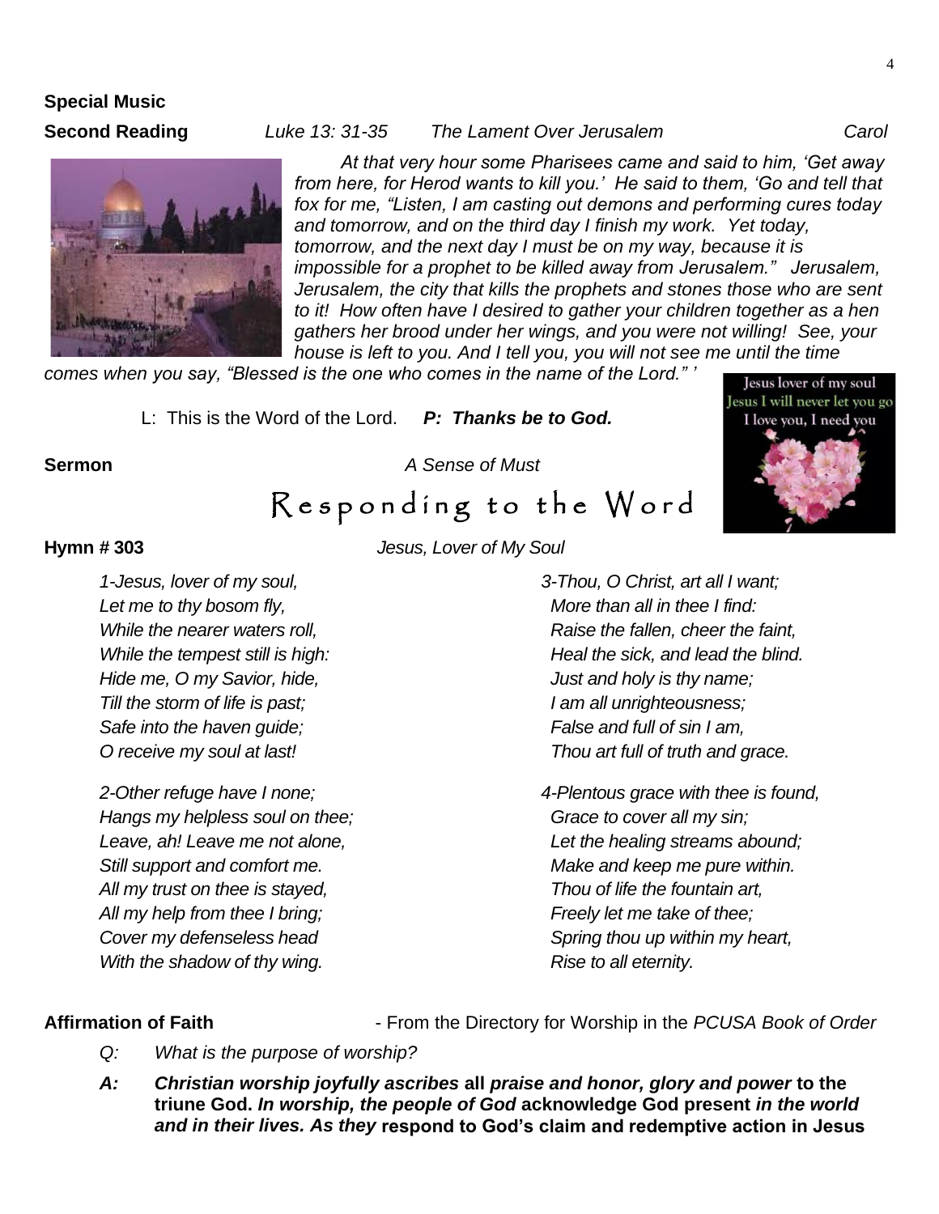**Special Music**

**Second Reading** *Luke 13: 31-35 The Lament Over Jerusalem* *Carol*

*At that very hour some Pharisees came and said to him, 'Get away from here, for Herod wants to kill you.' He said to them, 'Go and tell that fox for me, "Listen, I am casting out demons and performing cures today and tomorrow, and on the third day I finish my work. Yet today, tomorrow, and the next day I must be on my way, because it is impossible for a prophet to be killed away from Jerusalem." Jerusalem, Jerusalem, the city that kills the prophets and stones those who are sent to it! How often have I desired to gather your children together as a hen gathers her brood under her wings, and you were not willing! See, your house is left to you. And I tell you, you will not see me until the time comes when you say, "Blessed is the one who comes in the name of the Lord." '*

L: This is the Word of the Lord. ***P: Thanks be to God.***

**Sermon** *A Sense of Must*

# Responding to the Word

**Hymn # 303** *Jesus, Lover of My Soul*

*1-Jesus, lover of my soul,*
*Let me to thy bosom fly,*
*While the nearer waters roll,*
*While the tempest still is high:*
*Hide me, O my Savior, hide,*
*Till the storm of life is past;*
*Safe into the haven guide;*
*O receive my soul at last!*

*2-Other refuge have I none;*
*Hangs my helpless soul on thee;*
*Leave, ah! Leave me not alone,*
*Still support and comfort me.*
*All my trust on thee is stayed,*
*All my help from thee I bring;*
*Cover my defenseless head*
*With the shadow of thy wing.*

*3-Thou, O Christ, art all I want;*
*More than all in thee I find:*
*Raise the fallen, cheer the faint,*
*Heal the sick, and lead the blind.*
*Just and holy is thy name;*
*I am all unrighteousness;*
*False and full of sin I am,*
*Thou art full of truth and grace.*

*4-Plentous grace with thee is found,*
*Grace to cover all my sin;*
*Let the healing streams abound;*
*Make and keep me pure within.*
*Thou of life the fountain art,*
*Freely let me take of thee;*
*Spring thou up within my heart,*
*Rise to all eternity.*

**Affirmation of Faith** - From the Directory for Worship in the *PCUSA Book of Order*

*Q: What is the purpose of worship?*

***A: Christian worship joyfully ascribes* all *praise and honor, glory and power* to the triune God. *In worship, the people of God* acknowledge God present *in the world and in their lives. As they* respond to God's claim and redemptive action in Jesus**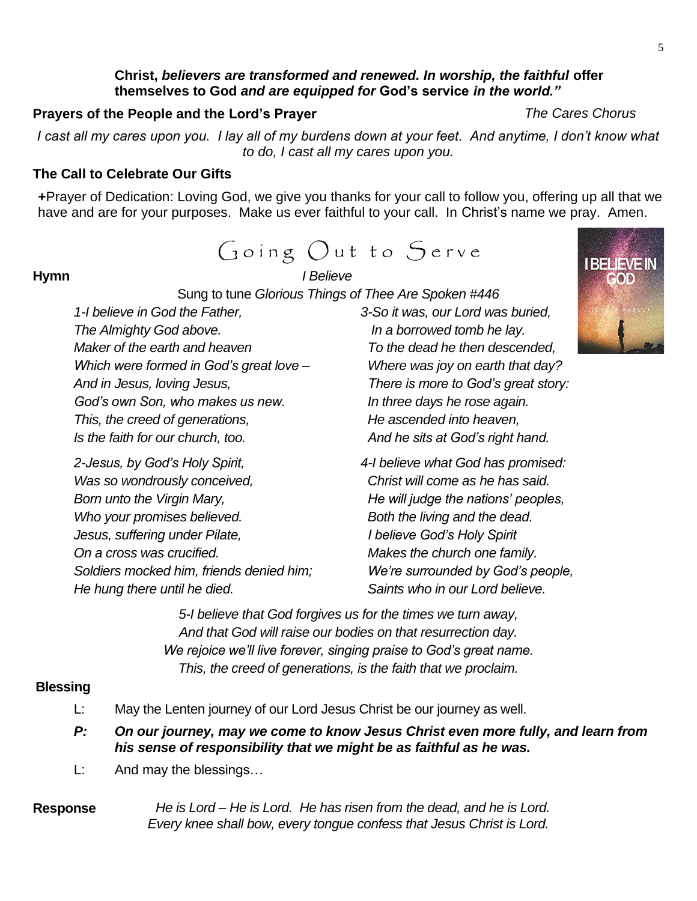**Christ,** ***believers are transformed and renewed. In worship, the faithful*** **offer themselves to God** ***and are equipped for*** **God's service** ***in the world."***

**Prayers of the People and the Lord's Prayer** *The Cares Chorus*

*I cast all my cares upon you. I lay all of my burdens down at your feet. And anytime, I don't know what to do, I cast all my cares upon you.*

**The Call to Celebrate Our Gifts**

**+**Prayer of Dedication: Loving God, we give you thanks for your call to follow you, offering up all that we have and are for your purposes. Make us ever faithful to your call. In Christ's name we pray. Amen.

## Going Out to Serve

**Hymn** *I Believe*

Sung to tune *Glorious Things of Thee Are Spoken #446*

*1-I believe in God the Father,*
*The Almighty God above.*
*Maker of the earth and heaven*
*Which were formed in God's great love –*
*And in Jesus, loving Jesus,*
*God's own Son, who makes us new.*
*This, the creed of generations,*
*Is the faith for our church, too.*

*2-Jesus, by God's Holy Spirit,*
*Was so wondrously conceived,*
*Born unto the Virgin Mary,*
*Who your promises believed.*
*Jesus, suffering under Pilate,*
*On a cross was crucified.*
*Soldiers mocked him, friends denied him;*
*He hung there until he died.*

*3-So it was, our Lord was buried,*
*In a borrowed tomb he lay.*
*To the dead he then descended,*
*Where was joy on earth that day?*
*There is more to God's great story:*
*In three days he rose again.*
*He ascended into heaven,*
*And he sits at God's right hand.*

*4-I believe what God has promised:*
*Christ will come as he has said.*
*He will judge the nations' peoples,*
*Both the living and the dead.*
*I believe God's Holy Spirit*
*Makes the church one family.*
*We're surrounded by God's people,*
*Saints who in our Lord believe.*

*5-I believe that God forgives us for the times we turn away,*
*And that God will raise our bodies on that resurrection day.*
*We rejoice we'll live forever, singing praise to God's great name.*
*This, the creed of generations, is the faith that we proclaim.*

**Blessing**

L: May the Lenten journey of our Lord Jesus Christ be our journey as well.

***P: On our journey, may we come to know Jesus Christ even more fully, and learn from his sense of responsibility that we might be as faithful as he was.***

L: And may the blessings…

**Response** *He is Lord – He is Lord. He has risen from the dead, and he is Lord. Every knee shall bow, every tongue confess that Jesus Christ is Lord.*